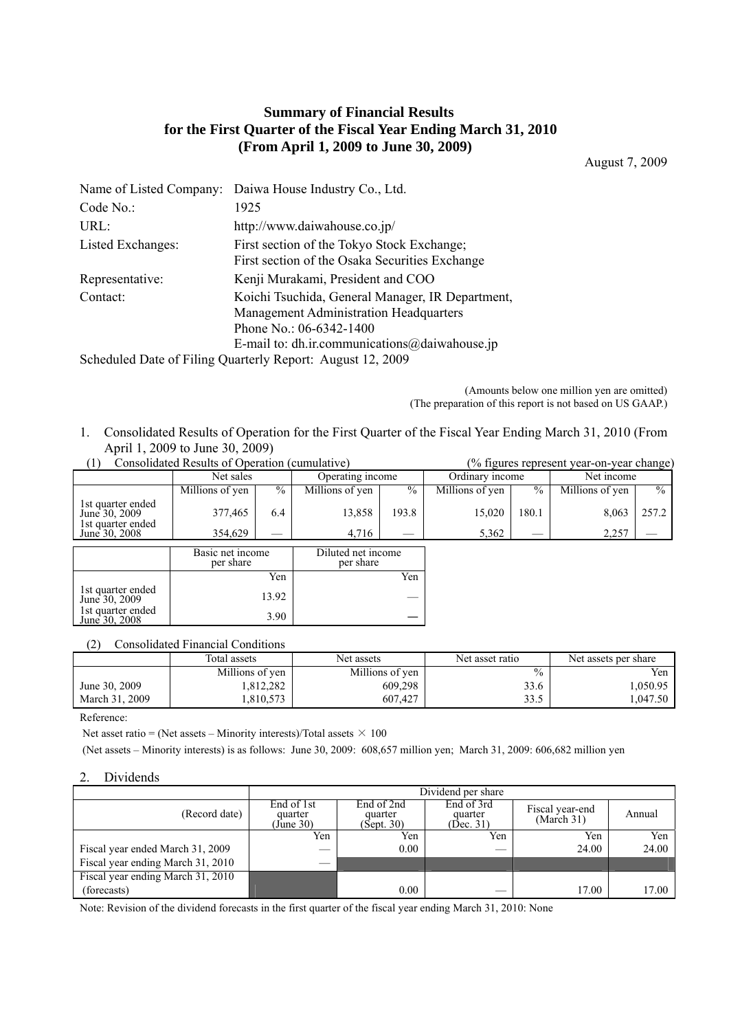# Summary of Financial Results for the First Quarter of the Fiscal Year Ending March 31, 2010 (From April 1, 2009 to June 30, 2009)

August 7, 2009

| | |
|---|---|
| Name of Listed Company: | Daiwa House Industry Co., Ltd. |
| Code No.: | 1925 |
| URL: | http://www.daiwahouse.co.jp/ |
| Listed Exchanges: | First section of the Tokyo Stock Exchange; First section of the Osaka Securities Exchange |
| Representative: | Kenji Murakami, President and COO |
| Contact: | Koichi Tsuchida, General Manager, IR Department, Management Administration Headquarters<br>Phone No.: 06-6342-1400<br>E-mail to: dh.ir.communications@daiwahouse.jp |

Scheduled Date of Filing Quarterly Report: August 12, 2009

(Amounts below one million yen are omitted)
(The preparation of this report is not based on US GAAP.)

1. Consolidated Results of Operation for the First Quarter of the Fiscal Year Ending March 31, 2010 (From April 1, 2009 to June 30, 2009)

(1) Consolidated Results of Operation (cumulative) (% figures represent year-on-year change)

| | Net sales | | Operating income | | Ordinary income | | Net income | |
|---|---|---|---|---|---|---|---|---|
| | Millions of yen | % | Millions of yen | % | Millions of yen | % | Millions of yen | % |
| 1st quarter ended June 30, 2009 | 377,465 | 6.4 | 13,858 | 193.8 | 15,020 | 180.1 | 8,063 | 257.2 |
| 1st quarter ended June 30, 2008 | 354,629 | — | 4,716 | — | 5,362 | — | 2,257 | — |

| | Basic net income per share | Diluted net income per share |
|---|---|---|
| | Yen | Yen |
| 1st quarter ended June 30, 2009 | 13.92 | — |
| 1st quarter ended June 30, 2008 | 3.90 | — |

(2) Consolidated Financial Conditions

| | Total assets | Net assets | Net asset ratio | Net assets per share |
|---|---|---|---|---|
| | Millions of yen | Millions of yen | % | Yen |
| June 30, 2009 | 1,812,282 | 609,298 | 33.6 | 1,050.95 |
| March 31, 2009 | 1,810,573 | 607,427 | 33.5 | 1,047.50 |

Reference:

Net asset ratio = (Net assets – Minority interests)/Total assets × 100

(Net assets – Minority interests) is as follows: June 30, 2009: 608,657 million yen; March 31, 2009: 606,682 million yen

2. Dividends

| | Dividend per share | | | | |
|---|---|---|---|---|---|
| (Record date) | End of 1st quarter (June 30) | End of 2nd quarter (Sept. 30) | End of 3rd quarter (Dec. 31) | Fiscal year-end (March 31) | Annual |
| | Yen | Yen | Yen | Yen | Yen |
| Fiscal year ended March 31, 2009 | — | 0.00 | — | 24.00 | 24.00 |
| Fiscal year ending March 31, 2010 | — | | | | |
| Fiscal year ending March 31, 2010 (forecasts) | | 0.00 | — | 17.00 | 17.00 |

Note: Revision of the dividend forecasts in the first quarter of the fiscal year ending March 31, 2010: None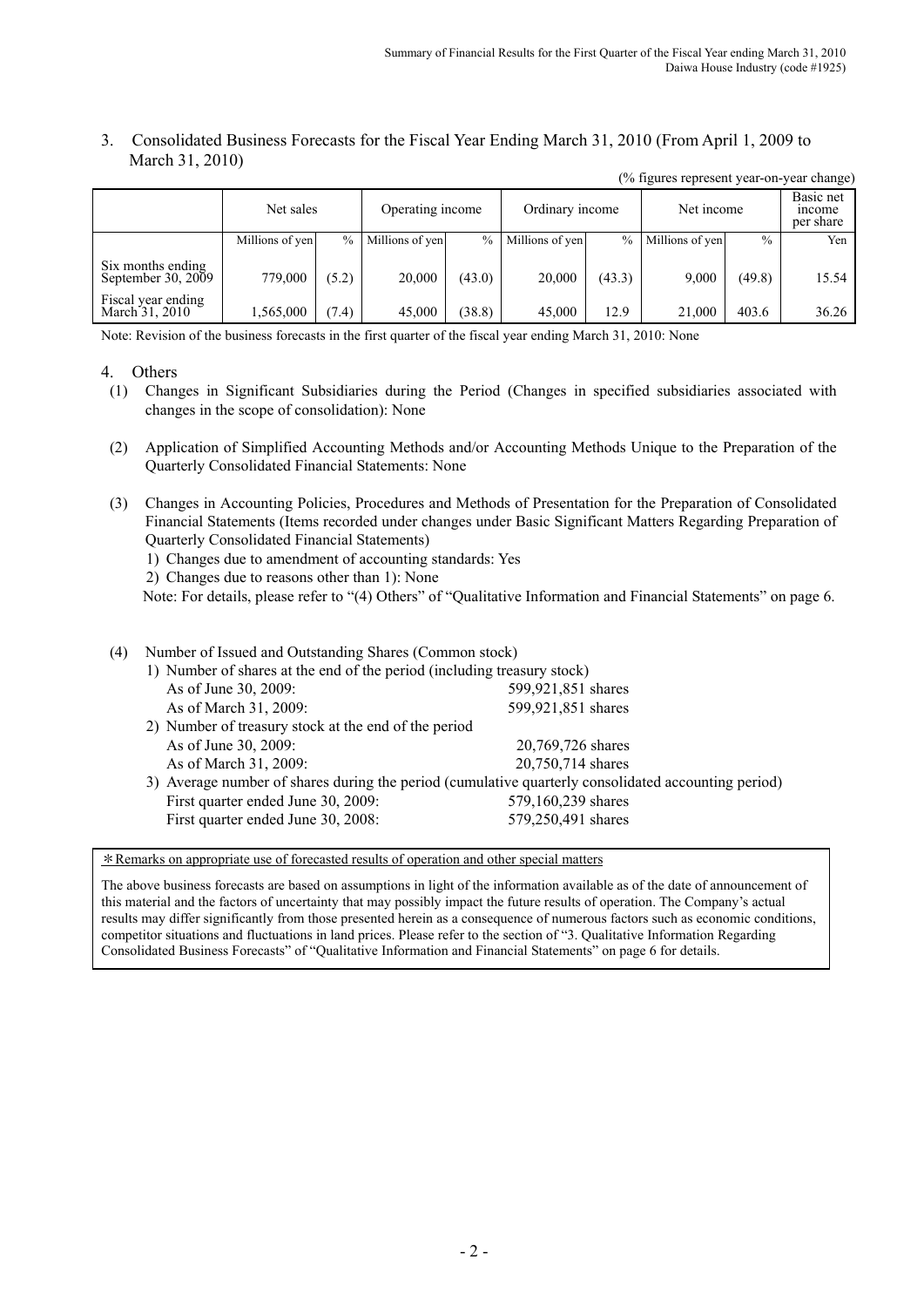## 3. Consolidated Business Forecasts for the Fiscal Year Ending March 31, 2010 (From April 1, 2009 to March 31, 2010)

(% figures represent year-on-year change)

| | Net sales | | Operating income | | Ordinary income | | Net income | | Basic net income per share |
|---|---|---|---|---|---|---|---|---|---|
| | Millions of yen | % | Millions of yen | % | Millions of yen | % | Millions of yen | % | Yen |
| Six months ending September 30, 2009 | 779,000 | (5.2) | 20,000 | (43.0) | 20,000 | (43.3) | 9,000 | (49.8) | 15.54 |
| Fiscal year ending March 31, 2010 | 1,565,000 | (7.4) | 45,000 | (38.8) | 45,000 | 12.9 | 21,000 | 403.6 | 36.26 |

Note: Revision of the business forecasts in the first quarter of the fiscal year ending March 31, 2010: None

## 4. Others

(1) Changes in Significant Subsidiaries during the Period (Changes in specified subsidiaries associated with changes in the scope of consolidation): None

(2) Application of Simplified Accounting Methods and/or Accounting Methods Unique to the Preparation of the Quarterly Consolidated Financial Statements: None

(3) Changes in Accounting Policies, Procedures and Methods of Presentation for the Preparation of Consolidated Financial Statements (Items recorded under changes under Basic Significant Matters Regarding Preparation of Quarterly Consolidated Financial Statements)

1) Changes due to amendment of accounting standards: Yes

2) Changes due to reasons other than 1): None

Note: For details, please refer to "(4) Others" of "Qualitative Information and Financial Statements" on page 6.

(4) Number of Issued and Outstanding Shares (Common stock)

1) Number of shares at the end of the period (including treasury stock)

| | |
|---|---|
| As of June 30, 2009: | 599,921,851 shares |
| As of March 31, 2009: | 599,921,851 shares |

2) Number of treasury stock at the end of the period

| | |
|---|---|
| As of June 30, 2009: | 20,769,726 shares |
| As of March 31, 2009: | 20,750,714 shares |

3) Average number of shares during the period (cumulative quarterly consolidated accounting period)

| | |
|---|---|
| First quarter ended June 30, 2009: | 579,160,239 shares |
| First quarter ended June 30, 2008: | 579,250,491 shares |

＊Remarks on appropriate use of forecasted results of operation and other special matters

The above business forecasts are based on assumptions in light of the information available as of the date of announcement of this material and the factors of uncertainty that may possibly impact the future results of operation. The Company's actual results may differ significantly from those presented herein as a consequence of numerous factors such as economic conditions, competitor situations and fluctuations in land prices. Please refer to the section of "3. Qualitative Information Regarding Consolidated Business Forecasts" of "Qualitative Information and Financial Statements" on page 6 for details.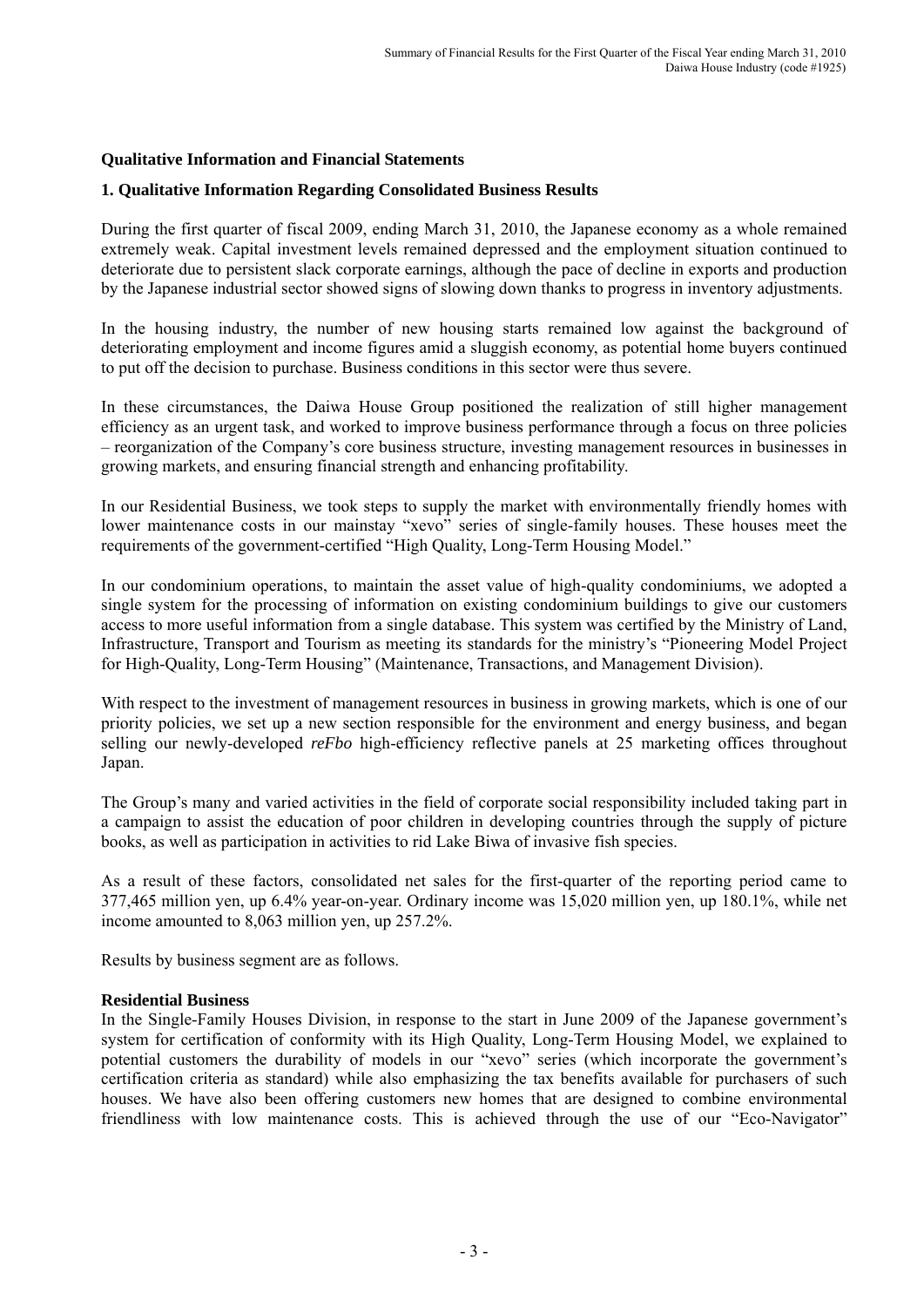**Qualitative Information and Financial Statements**

**1. Qualitative Information Regarding Consolidated Business Results**

During the first quarter of fiscal 2009, ending March 31, 2010, the Japanese economy as a whole remained extremely weak. Capital investment levels remained depressed and the employment situation continued to deteriorate due to persistent slack corporate earnings, although the pace of decline in exports and production by the Japanese industrial sector showed signs of slowing down thanks to progress in inventory adjustments.

In the housing industry, the number of new housing starts remained low against the background of deteriorating employment and income figures amid a sluggish economy, as potential home buyers continued to put off the decision to purchase. Business conditions in this sector were thus severe.

In these circumstances, the Daiwa House Group positioned the realization of still higher management efficiency as an urgent task, and worked to improve business performance through a focus on three policies – reorganization of the Company's core business structure, investing management resources in businesses in growing markets, and ensuring financial strength and enhancing profitability.

In our Residential Business, we took steps to supply the market with environmentally friendly homes with lower maintenance costs in our mainstay "xevo" series of single-family houses. These houses meet the requirements of the government-certified "High Quality, Long-Term Housing Model."

In our condominium operations, to maintain the asset value of high-quality condominiums, we adopted a single system for the processing of information on existing condominium buildings to give our customers access to more useful information from a single database. This system was certified by the Ministry of Land, Infrastructure, Transport and Tourism as meeting its standards for the ministry's "Pioneering Model Project for High-Quality, Long-Term Housing" (Maintenance, Transactions, and Management Division).

With respect to the investment of management resources in business in growing markets, which is one of our priority policies, we set up a new section responsible for the environment and energy business, and began selling our newly-developed *reFbo* high-efficiency reflective panels at 25 marketing offices throughout Japan.

The Group's many and varied activities in the field of corporate social responsibility included taking part in a campaign to assist the education of poor children in developing countries through the supply of picture books, as well as participation in activities to rid Lake Biwa of invasive fish species.

As a result of these factors, consolidated net sales for the first-quarter of the reporting period came to 377,465 million yen, up 6.4% year-on-year. Ordinary income was 15,020 million yen, up 180.1%, while net income amounted to 8,063 million yen, up 257.2%.

Results by business segment are as follows.

**Residential Business**

In the Single-Family Houses Division, in response to the start in June 2009 of the Japanese government's system for certification of conformity with its High Quality, Long-Term Housing Model, we explained to potential customers the durability of models in our "xevo" series (which incorporate the government's certification criteria as standard) while also emphasizing the tax benefits available for purchasers of such houses. We have also been offering customers new homes that are designed to combine environmental friendliness with low maintenance costs. This is achieved through the use of our "Eco-Navigator"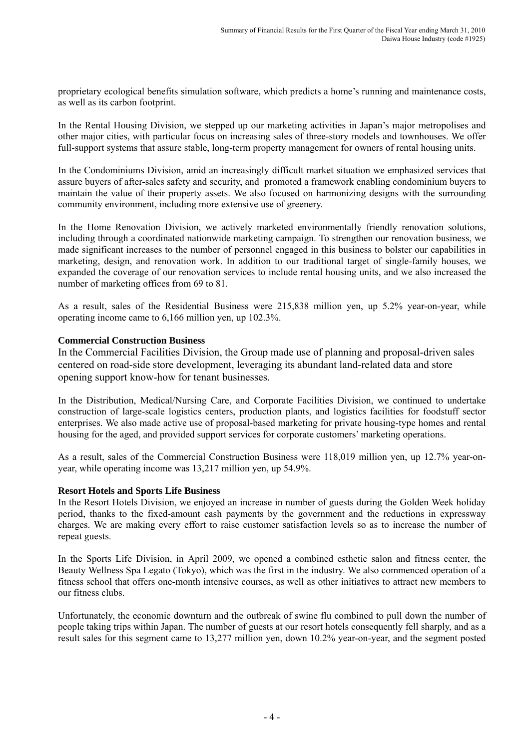proprietary ecological benefits simulation software, which predicts a home's running and maintenance costs, as well as its carbon footprint.

In the Rental Housing Division, we stepped up our marketing activities in Japan's major metropolises and other major cities, with particular focus on increasing sales of three-story models and townhouses. We offer full-support systems that assure stable, long-term property management for owners of rental housing units.

In the Condominiums Division, amid an increasingly difficult market situation we emphasized services that assure buyers of after-sales safety and security, and promoted a framework enabling condominium buyers to maintain the value of their property assets. We also focused on harmonizing designs with the surrounding community environment, including more extensive use of greenery.

In the Home Renovation Division, we actively marketed environmentally friendly renovation solutions, including through a coordinated nationwide marketing campaign. To strengthen our renovation business, we made significant increases to the number of personnel engaged in this business to bolster our capabilities in marketing, design, and renovation work. In addition to our traditional target of single-family houses, we expanded the coverage of our renovation services to include rental housing units, and we also increased the number of marketing offices from 69 to 81.

As a result, sales of the Residential Business were 215,838 million yen, up 5.2% year-on-year, while operating income came to 6,166 million yen, up 102.3%.

**Commercial Construction Business**

In the Commercial Facilities Division, the Group made use of planning and proposal-driven sales centered on road-side store development, leveraging its abundant land-related data and store opening support know-how for tenant businesses.

In the Distribution, Medical/Nursing Care, and Corporate Facilities Division, we continued to undertake construction of large-scale logistics centers, production plants, and logistics facilities for foodstuff sector enterprises. We also made active use of proposal-based marketing for private housing-type homes and rental housing for the aged, and provided support services for corporate customers' marketing operations.

As a result, sales of the Commercial Construction Business were 118,019 million yen, up 12.7% year-on-year, while operating income was 13,217 million yen, up 54.9%.

**Resort Hotels and Sports Life Business**

In the Resort Hotels Division, we enjoyed an increase in number of guests during the Golden Week holiday period, thanks to the fixed-amount cash payments by the government and the reductions in expressway charges. We are making every effort to raise customer satisfaction levels so as to increase the number of repeat guests.

In the Sports Life Division, in April 2009, we opened a combined esthetic salon and fitness center, the Beauty Wellness Spa Legato (Tokyo), which was the first in the industry. We also commenced operation of a fitness school that offers one-month intensive courses, as well as other initiatives to attract new members to our fitness clubs.

Unfortunately, the economic downturn and the outbreak of swine flu combined to pull down the number of people taking trips within Japan. The number of guests at our resort hotels consequently fell sharply, and as a result sales for this segment came to 13,277 million yen, down 10.2% year-on-year, and the segment posted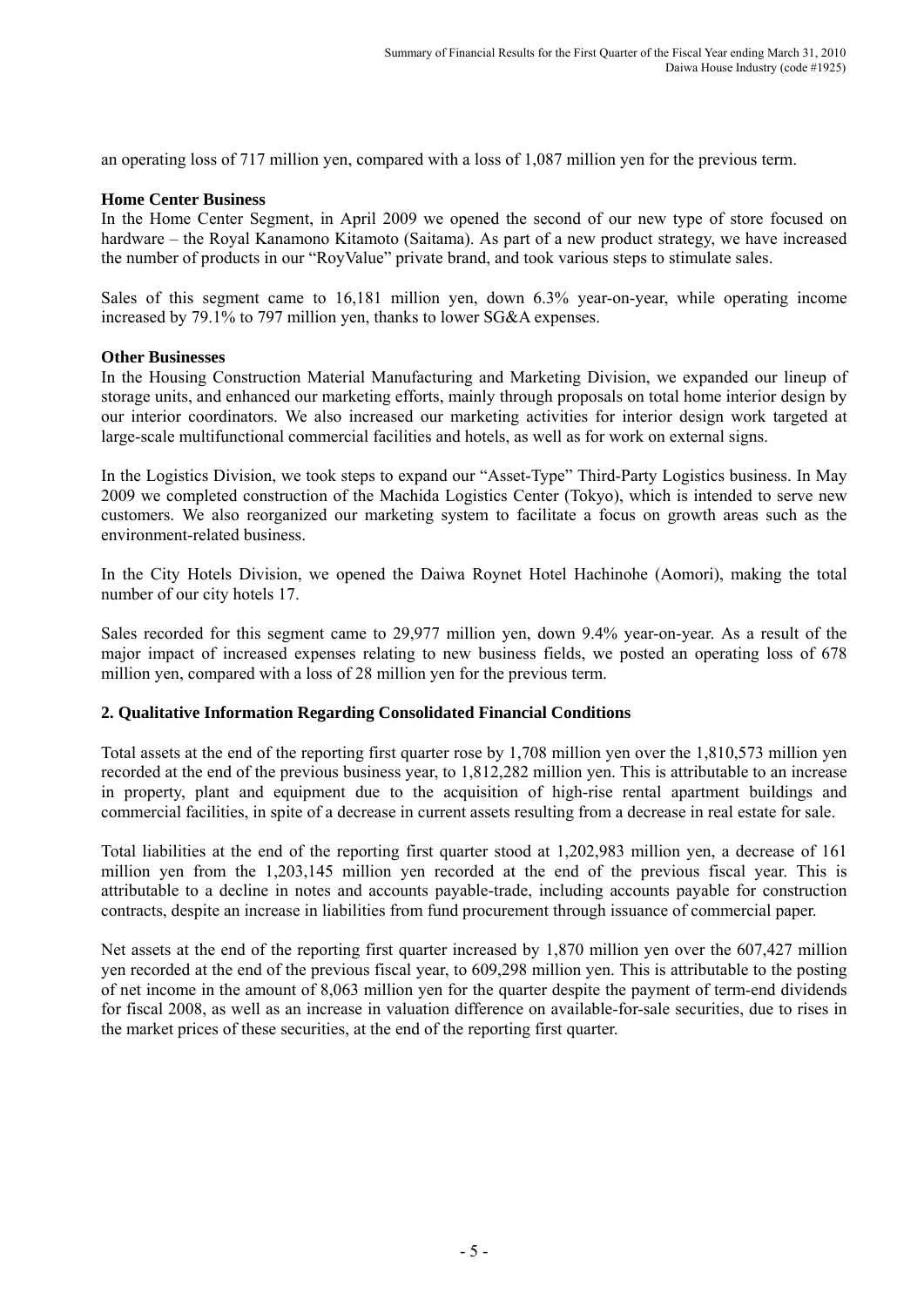an operating loss of 717 million yen, compared with a loss of 1,087 million yen for the previous term.

**Home Center Business**

In the Home Center Segment, in April 2009 we opened the second of our new type of store focused on hardware – the Royal Kanamono Kitamoto (Saitama). As part of a new product strategy, we have increased the number of products in our "RoyValue" private brand, and took various steps to stimulate sales.

Sales of this segment came to 16,181 million yen, down 6.3% year-on-year, while operating income increased by 79.1% to 797 million yen, thanks to lower SG&A expenses.

**Other Businesses**

In the Housing Construction Material Manufacturing and Marketing Division, we expanded our lineup of storage units, and enhanced our marketing efforts, mainly through proposals on total home interior design by our interior coordinators. We also increased our marketing activities for interior design work targeted at large-scale multifunctional commercial facilities and hotels, as well as for work on external signs.

In the Logistics Division, we took steps to expand our "Asset-Type" Third-Party Logistics business. In May 2009 we completed construction of the Machida Logistics Center (Tokyo), which is intended to serve new customers. We also reorganized our marketing system to facilitate a focus on growth areas such as the environment-related business.

In the City Hotels Division, we opened the Daiwa Roynet Hotel Hachinohe (Aomori), making the total number of our city hotels 17.

Sales recorded for this segment came to 29,977 million yen, down 9.4% year-on-year. As a result of the major impact of increased expenses relating to new business fields, we posted an operating loss of 678 million yen, compared with a loss of 28 million yen for the previous term.

## 2. Qualitative Information Regarding Consolidated Financial Conditions

Total assets at the end of the reporting first quarter rose by 1,708 million yen over the 1,810,573 million yen recorded at the end of the previous business year, to 1,812,282 million yen. This is attributable to an increase in property, plant and equipment due to the acquisition of high-rise rental apartment buildings and commercial facilities, in spite of a decrease in current assets resulting from a decrease in real estate for sale.

Total liabilities at the end of the reporting first quarter stood at 1,202,983 million yen, a decrease of 161 million yen from the 1,203,145 million yen recorded at the end of the previous fiscal year. This is attributable to a decline in notes and accounts payable-trade, including accounts payable for construction contracts, despite an increase in liabilities from fund procurement through issuance of commercial paper.

Net assets at the end of the reporting first quarter increased by 1,870 million yen over the 607,427 million yen recorded at the end of the previous fiscal year, to 609,298 million yen. This is attributable to the posting of net income in the amount of 8,063 million yen for the quarter despite the payment of term-end dividends for fiscal 2008, as well as an increase in valuation difference on available-for-sale securities, due to rises in the market prices of these securities, at the end of the reporting first quarter.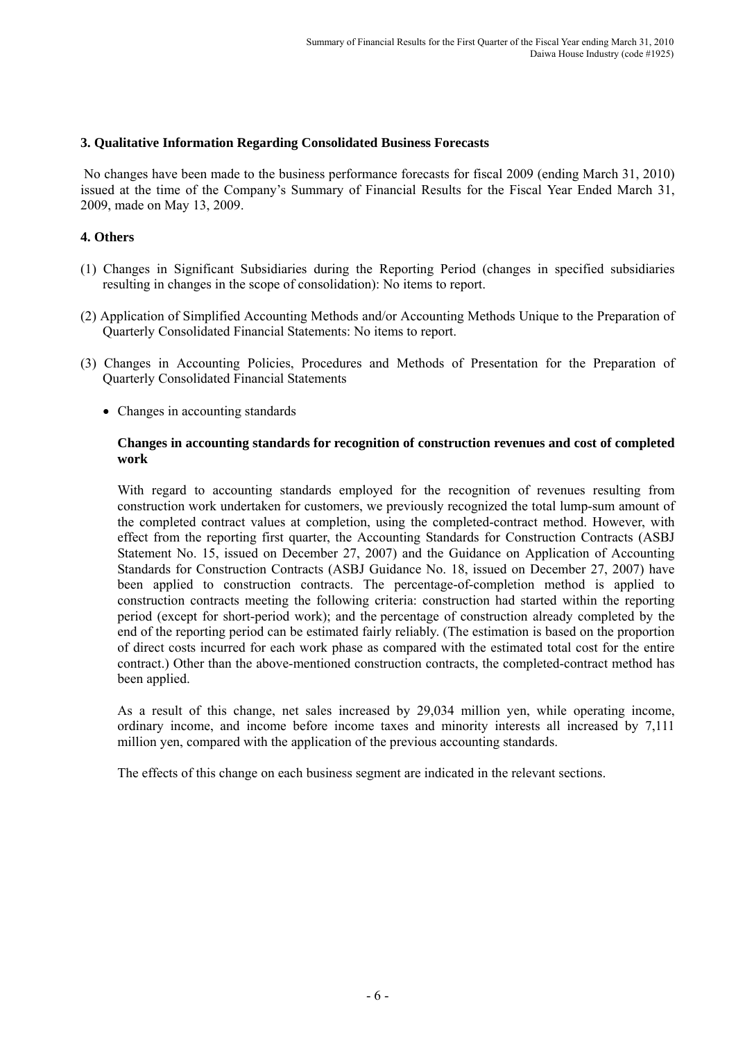### 3. Qualitative Information Regarding Consolidated Business Forecasts

No changes have been made to the business performance forecasts for fiscal 2009 (ending March 31, 2010) issued at the time of the Company's Summary of Financial Results for the Fiscal Year Ended March 31, 2009, made on May 13, 2009.

### 4. Others

(1) Changes in Significant Subsidiaries during the Reporting Period (changes in specified subsidiaries resulting in changes in the scope of consolidation): No items to report.

(2) Application of Simplified Accounting Methods and/or Accounting Methods Unique to the Preparation of Quarterly Consolidated Financial Statements: No items to report.

(3) Changes in Accounting Policies, Procedures and Methods of Presentation for the Preparation of Quarterly Consolidated Financial Statements

- Changes in accounting standards

**Changes in accounting standards for recognition of construction revenues and cost of completed work**

With regard to accounting standards employed for the recognition of revenues resulting from construction work undertaken for customers, we previously recognized the total lump-sum amount of the completed contract values at completion, using the completed-contract method. However, with effect from the reporting first quarter, the Accounting Standards for Construction Contracts (ASBJ Statement No. 15, issued on December 27, 2007) and the Guidance on Application of Accounting Standards for Construction Contracts (ASBJ Guidance No. 18, issued on December 27, 2007) have been applied to construction contracts. The percentage-of-completion method is applied to construction contracts meeting the following criteria: construction had started within the reporting period (except for short-period work); and the percentage of construction already completed by the end of the reporting period can be estimated fairly reliably. (The estimation is based on the proportion of direct costs incurred for each work phase as compared with the estimated total cost for the entire contract.) Other than the above-mentioned construction contracts, the completed-contract method has been applied.

As a result of this change, net sales increased by 29,034 million yen, while operating income, ordinary income, and income before income taxes and minority interests all increased by 7,111 million yen, compared with the application of the previous accounting standards.

The effects of this change on each business segment are indicated in the relevant sections.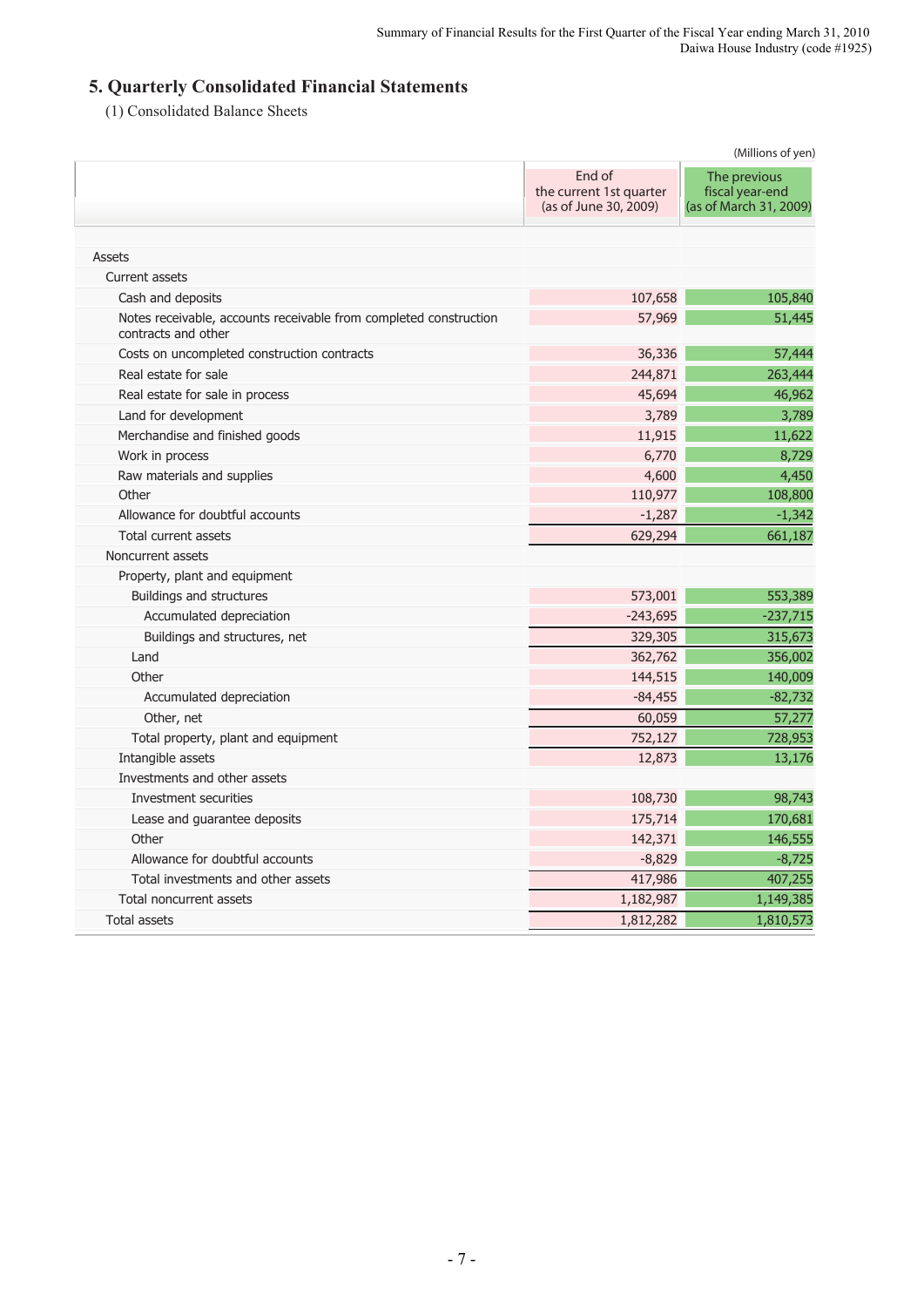## 5. Quarterly Consolidated Financial Statements

(1) Consolidated Balance Sheets

(Millions of yen)

| | End of the current 1st quarter (as of June 30, 2009) | The previous fiscal year-end (as of March 31, 2009) |
|---|---|---|
| Assets | | |
| Current assets | | |
| Cash and deposits | 107,658 | 105,840 |
| Notes receivable, accounts receivable from completed construction contracts and other | 57,969 | 51,445 |
| Costs on uncompleted construction contracts | 36,336 | 57,444 |
| Real estate for sale | 244,871 | 263,444 |
| Real estate for sale in process | 45,694 | 46,962 |
| Land for development | 3,789 | 3,789 |
| Merchandise and finished goods | 11,915 | 11,622 |
| Work in process | 6,770 | 8,729 |
| Raw materials and supplies | 4,600 | 4,450 |
| Other | 110,977 | 108,800 |
| Allowance for doubtful accounts | -1,287 | -1,342 |
| Total current assets | 629,294 | 661,187 |
| Noncurrent assets | | |
| Property, plant and equipment | | |
| Buildings and structures | 573,001 | 553,389 |
| Accumulated depreciation | -243,695 | -237,715 |
| Buildings and structures, net | 329,305 | 315,673 |
| Land | 362,762 | 356,002 |
| Other | 144,515 | 140,009 |
| Accumulated depreciation | -84,455 | -82,732 |
| Other, net | 60,059 | 57,277 |
| Total property, plant and equipment | 752,127 | 728,953 |
| Intangible assets | 12,873 | 13,176 |
| Investments and other assets | | |
| Investment securities | 108,730 | 98,743 |
| Lease and guarantee deposits | 175,714 | 170,681 |
| Other | 142,371 | 146,555 |
| Allowance for doubtful accounts | -8,829 | -8,725 |
| Total investments and other assets | 417,986 | 407,255 |
| Total noncurrent assets | 1,182,987 | 1,149,385 |
| Total assets | 1,812,282 | 1,810,573 |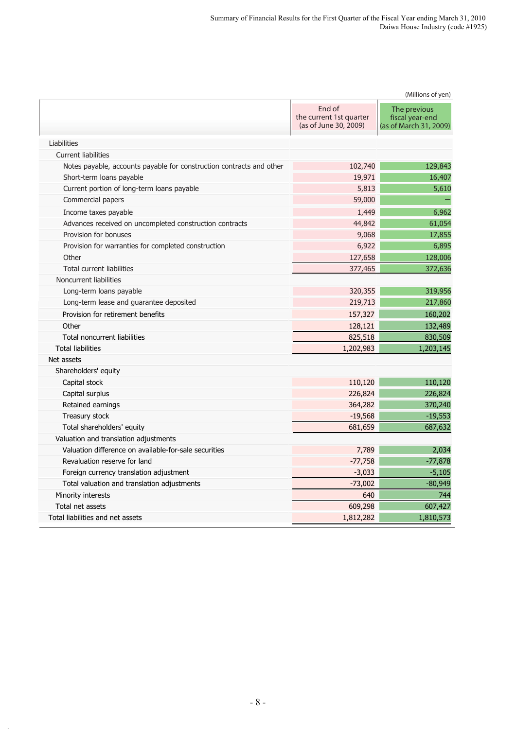(Millions of yen)

| | End of the current 1st quarter (as of June 30, 2009) | The previous fiscal year-end (as of March 31, 2009) |
|---|---|---|
| Liabilities | | |
| Current liabilities | | |
| Notes payable, accounts payable for construction contracts and other | 102,740 | 129,843 |
| Short-term loans payable | 19,971 | 16,407 |
| Current portion of long-term loans payable | 5,813 | 5,610 |
| Commercial papers | 59,000 | — |
| Income taxes payable | 1,449 | 6,962 |
| Advances received on uncompleted construction contracts | 44,842 | 61,054 |
| Provision for bonuses | 9,068 | 17,855 |
| Provision for warranties for completed construction | 6,922 | 6,895 |
| Other | 127,658 | 128,006 |
| Total current liabilities | 377,465 | 372,636 |
| Noncurrent liabilities | | |
| Long-term loans payable | 320,355 | 319,956 |
| Long-term lease and guarantee deposited | 219,713 | 217,860 |
| Provision for retirement benefits | 157,327 | 160,202 |
| Other | 128,121 | 132,489 |
| Total noncurrent liabilities | 825,518 | 830,509 |
| Total liabilities | 1,202,983 | 1,203,145 |
| Net assets | | |
| Shareholders' equity | | |
| Capital stock | 110,120 | 110,120 |
| Capital surplus | 226,824 | 226,824 |
| Retained earnings | 364,282 | 370,240 |
| Treasury stock | -19,568 | -19,553 |
| Total shareholders' equity | 681,659 | 687,632 |
| Valuation and translation adjustments | | |
| Valuation difference on available-for-sale securities | 7,789 | 2,034 |
| Revaluation reserve for land | -77,758 | -77,878 |
| Foreign currency translation adjustment | -3,033 | -5,105 |
| Total valuation and translation adjustments | -73,002 | -80,949 |
| Minority interests | 640 | 744 |
| Total net assets | 609,298 | 607,427 |
| Total liabilities and net assets | 1,812,282 | 1,810,573 |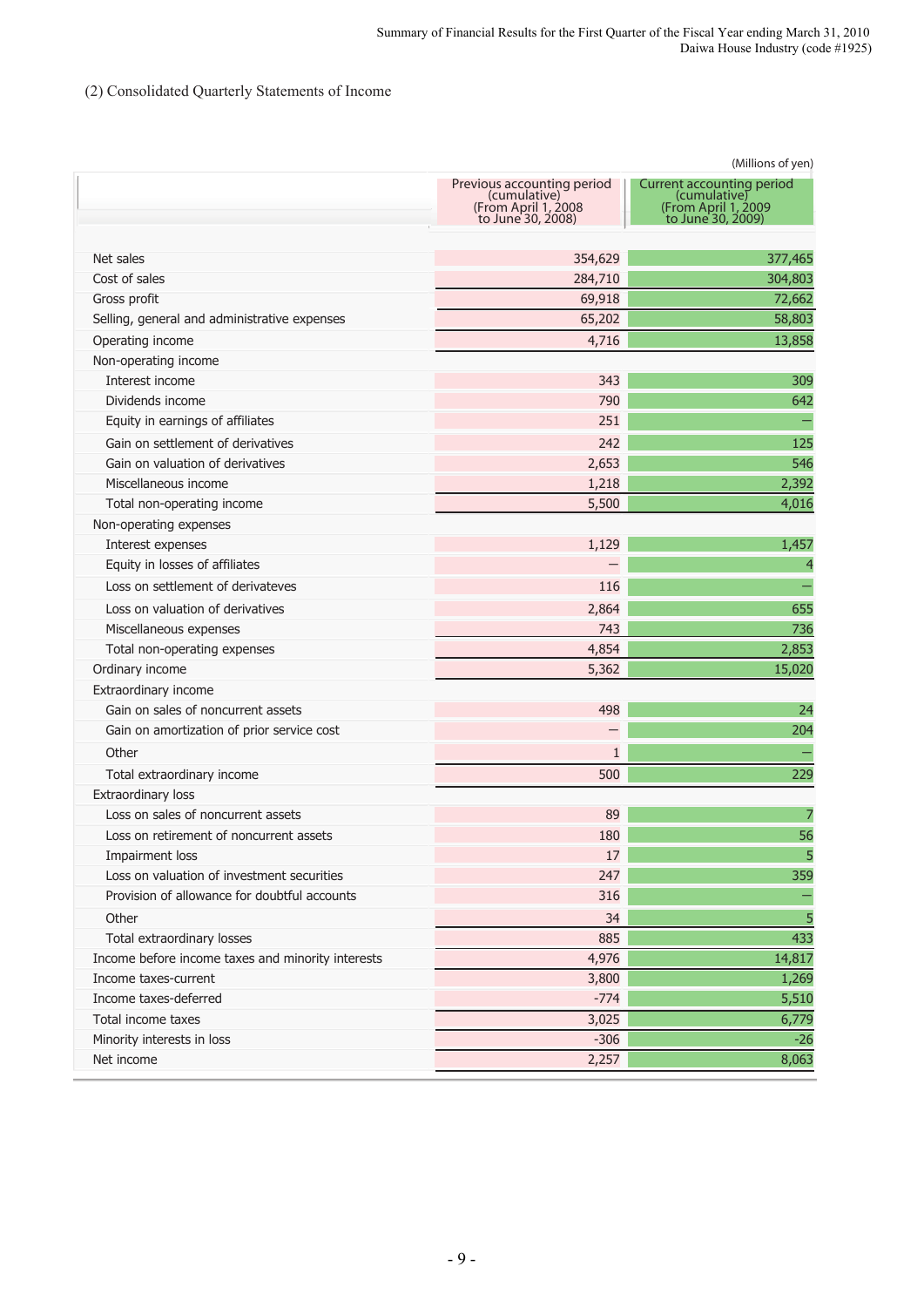### (2) Consolidated Quarterly Statements of Income

(Millions of yen)

| | Previous accounting period (cumulative) (From April 1, 2008 to June 30, 2008) | Current accounting period (cumulative) (From April 1, 2009 to June 30, 2009) |
|---|---|---|
| Net sales | 354,629 | 377,465 |
| Cost of sales | 284,710 | 304,803 |
| Gross profit | 69,918 | 72,662 |
| Selling, general and administrative expenses | 65,202 | 58,803 |
| Operating income | 4,716 | 13,858 |
| Non-operating income | | |
| Interest income | 343 | 309 |
| Dividends income | 790 | 642 |
| Equity in earnings of affiliates | 251 | — |
| Gain on settlement of derivatives | 242 | 125 |
| Gain on valuation of derivatives | 2,653 | 546 |
| Miscellaneous income | 1,218 | 2,392 |
| Total non-operating income | 5,500 | 4,016 |
| Non-operating expenses | | |
| Interest expenses | 1,129 | 1,457 |
| Equity in losses of affiliates | — | 4 |
| Loss on settlement of derivateves | 116 | — |
| Loss on valuation of derivatives | 2,864 | 655 |
| Miscellaneous expenses | 743 | 736 |
| Total non-operating expenses | 4,854 | 2,853 |
| Ordinary income | 5,362 | 15,020 |
| Extraordinary income | | |
| Gain on sales of noncurrent assets | 498 | 24 |
| Gain on amortization of prior service cost | — | 204 |
| Other | 1 | — |
| Total extraordinary income | 500 | 229 |
| Extraordinary loss | | |
| Loss on sales of noncurrent assets | 89 | 7 |
| Loss on retirement of noncurrent assets | 180 | 56 |
| Impairment loss | 17 | 5 |
| Loss on valuation of investment securities | 247 | 359 |
| Provision of allowance for doubtful accounts | 316 | — |
| Other | 34 | 5 |
| Total extraordinary losses | 885 | 433 |
| Income before income taxes and minority interests | 4,976 | 14,817 |
| Income taxes-current | 3,800 | 1,269 |
| Income taxes-deferred | -774 | 5,510 |
| Total income taxes | 3,025 | 6,779 |
| Minority interests in loss | -306 | -26 |
| Net income | 2,257 | 8,063 |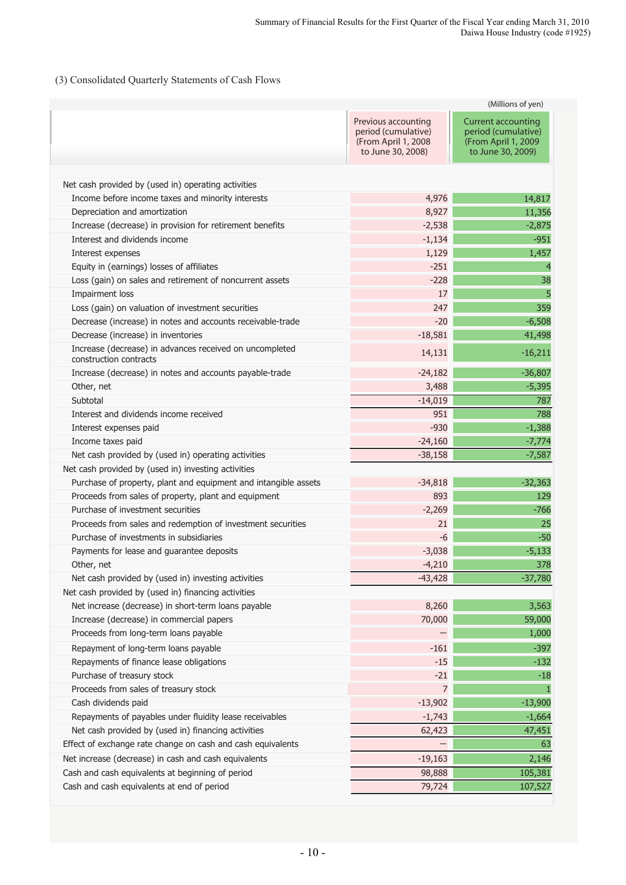### (3) Consolidated Quarterly Statements of Cash Flows

(Millions of yen)

| | Previous accounting period (cumulative) (From April 1, 2008 to June 30, 2008) | Current accounting period (cumulative) (From April 1, 2009 to June 30, 2009) |
|---|---|---|
| Net cash provided by (used in) operating activities | | |
| Income before income taxes and minority interests | 4,976 | 14,817 |
| Depreciation and amortization | 8,927 | 11,356 |
| Increase (decrease) in provision for retirement benefits | -2,538 | -2,875 |
| Interest and dividends income | -1,134 | -951 |
| Interest expenses | 1,129 | 1,457 |
| Equity in (earnings) losses of affiliates | -251 | 4 |
| Loss (gain) on sales and retirement of noncurrent assets | -228 | 38 |
| Impairment loss | 17 | 5 |
| Loss (gain) on valuation of investment securities | 247 | 359 |
| Decrease (increase) in notes and accounts receivable-trade | -20 | -6,508 |
| Decrease (increase) in inventories | -18,581 | 41,498 |
| Increase (decrease) in advances received on uncompleted construction contracts | 14,131 | -16,211 |
| Increase (decrease) in notes and accounts payable-trade | -24,182 | -36,807 |
| Other, net | 3,488 | -5,395 |
| Subtotal | -14,019 | 787 |
| Interest and dividends income received | 951 | 788 |
| Interest expenses paid | -930 | -1,388 |
| Income taxes paid | -24,160 | -7,774 |
| Net cash provided by (used in) operating activities | -38,158 | -7,587 |
| Net cash provided by (used in) investing activities | | |
| Purchase of property, plant and equipment and intangible assets | -34,818 | -32,363 |
| Proceeds from sales of property, plant and equipment | 893 | 129 |
| Purchase of investment securities | -2,269 | -766 |
| Proceeds from sales and redemption of investment securities | 21 | 25 |
| Purchase of investments in subsidiaries | -6 | -50 |
| Payments for lease and guarantee deposits | -3,038 | -5,133 |
| Other, net | -4,210 | 378 |
| Net cash provided by (used in) investing activities | -43,428 | -37,780 |
| Net cash provided by (used in) financing activities | | |
| Net increase (decrease) in short-term loans payable | 8,260 | 3,563 |
| Increase (decrease) in commercial papers | 70,000 | 59,000 |
| Proceeds from long-term loans payable | — | 1,000 |
| Repayment of long-term loans payable | -161 | -397 |
| Repayments of finance lease obligations | -15 | -132 |
| Purchase of treasury stock | -21 | -18 |
| Proceeds from sales of treasury stock | 7 | 1 |
| Cash dividends paid | -13,902 | -13,900 |
| Repayments of payables under fluidity lease receivables | -1,743 | -1,664 |
| Net cash provided by (used in) financing activities | 62,423 | 47,451 |
| Effect of exchange rate change on cash and cash equivalents | — | 63 |
| Net increase (decrease) in cash and cash equivalents | -19,163 | 2,146 |
| Cash and cash equivalents at beginning of period | 98,888 | 105,381 |
| Cash and cash equivalents at end of period | 79,724 | 107,527 |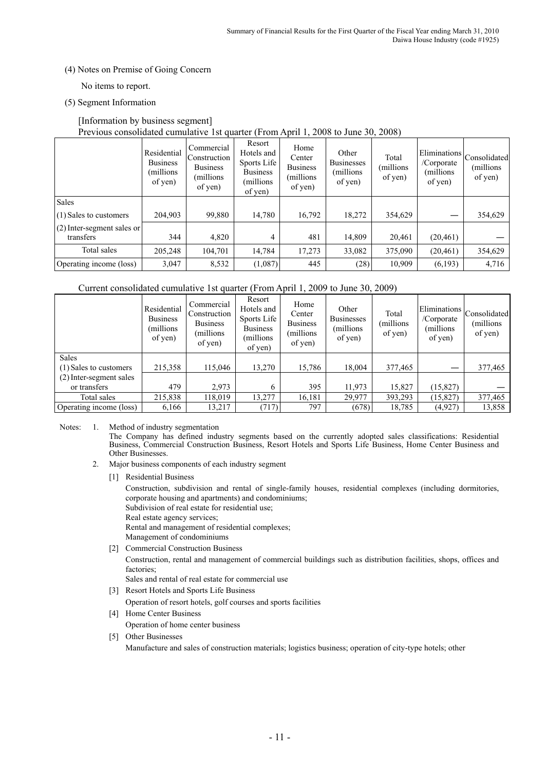(4) Notes on Premise of Going Concern

No items to report.

(5) Segment Information

[Information by business segment]

Previous consolidated cumulative 1st quarter (From April 1, 2008 to June 30, 2008)

| | Residential Business (millions of yen) | Commercial Construction Business (millions of yen) | Resort Hotels and Sports Life Business (millions of yen) | Home Center Business (millions of yen) | Other Businesses (millions of yen) | Total (millions of yen) | Eliminations /Corporate (millions of yen) | Consolidated (millions of yen) |
|---|---|---|---|---|---|---|---|---|
| Sales | | | | | | | | |
| (1) Sales to customers | 204,903 | 99,880 | 14,780 | 16,792 | 18,272 | 354,629 | ― | 354,629 |
| (2) Inter-segment sales or transfers | 344 | 4,820 | 4 | 481 | 14,809 | 20,461 | (20,461) | ― |
| Total sales | 205,248 | 104,701 | 14,784 | 17,273 | 33,082 | 375,090 | (20,461) | 354,629 |
| Operating income (loss) | 3,047 | 8,532 | (1,087) | 445 | (28) | 10,909 | (6,193) | 4,716 |

Current consolidated cumulative 1st quarter (From April 1, 2009 to June 30, 2009)

| | Residential Business (millions of yen) | Commercial Construction Business (millions of yen) | Resort Hotels and Sports Life Business (millions of yen) | Home Center Business (millions of yen) | Other Businesses (millions of yen) | Total (millions of yen) | Eliminations /Corporate (millions of yen) | Consolidated (millions of yen) |
|---|---|---|---|---|---|---|---|---|
| Sales | | | | | | | | |
| (1) Sales to customers | 215,358 | 115,046 | 13,270 | 15,786 | 18,004 | 377,465 | ― | 377,465 |
| (2) Inter-segment sales or transfers | 479 | 2,973 | 6 | 395 | 11,973 | 15,827 | (15,827) | ― |
| Total sales | 215,838 | 118,019 | 13,277 | 16,181 | 29,977 | 393,293 | (15,827) | 377,465 |
| Operating income (loss) | 6,166 | 13,217 | (717) | 797 | (678) | 18,785 | (4,927) | 13,858 |

Notes:

1. Method of industry segmentation
   The Company has defined industry segments based on the currently adopted sales classifications: Residential Business, Commercial Construction Business, Resort Hotels and Sports Life Business, Home Center Business and Other Businesses.

2. Major business components of each industry segment

   [1] Residential Business
   Construction, subdivision and rental of single-family houses, residential complexes (including dormitories, corporate housing and apartments) and condominiums;
   Subdivision of real estate for residential use;
   Real estate agency services;
   Rental and management of residential complexes;
   Management of condominiums

   [2] Commercial Construction Business
   Construction, rental and management of commercial buildings such as distribution facilities, shops, offices and factories;
   Sales and rental of real estate for commercial use

   [3] Resort Hotels and Sports Life Business
   Operation of resort hotels, golf courses and sports facilities

   [4] Home Center Business
   Operation of home center business

   [5] Other Businesses
   Manufacture and sales of construction materials; logistics business; operation of city-type hotels; other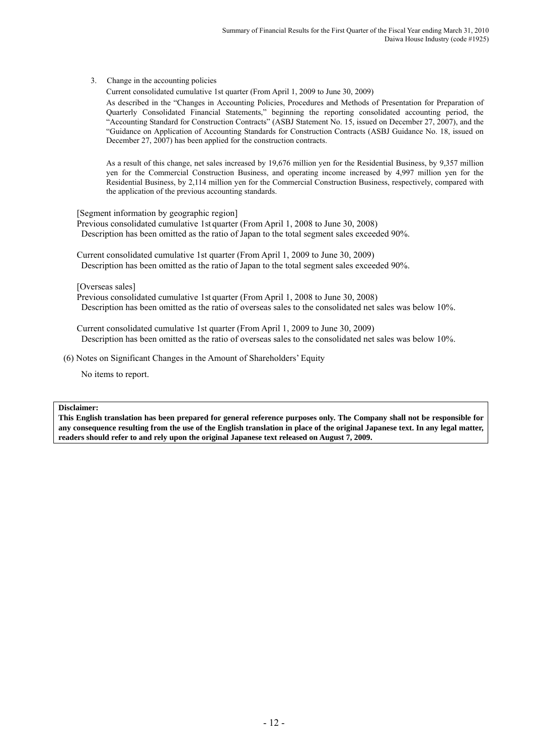3. Change in the accounting policies

Current consolidated cumulative 1st quarter (From April 1, 2009 to June 30, 2009)

As described in the "Changes in Accounting Policies, Procedures and Methods of Presentation for Preparation of Quarterly Consolidated Financial Statements," beginning the reporting consolidated accounting period, the "Accounting Standard for Construction Contracts" (ASBJ Statement No. 15, issued on December 27, 2007), and the "Guidance on Application of Accounting Standards for Construction Contracts (ASBJ Guidance No. 18, issued on December 27, 2007) has been applied for the construction contracts.

As a result of this change, net sales increased by 19,676 million yen for the Residential Business, by 9,357 million yen for the Commercial Construction Business, and operating income increased by 4,997 million yen for the Residential Business, by 2,114 million yen for the Commercial Construction Business, respectively, compared with the application of the previous accounting standards.

[Segment information by geographic region]

Previous consolidated cumulative 1st quarter (From April 1, 2008 to June 30, 2008)
Description has been omitted as the ratio of Japan to the total segment sales exceeded 90%.

Current consolidated cumulative 1st quarter (From April 1, 2009 to June 30, 2009)
Description has been omitted as the ratio of Japan to the total segment sales exceeded 90%.

[Overseas sales]

Previous consolidated cumulative 1st quarter (From April 1, 2008 to June 30, 2008)
Description has been omitted as the ratio of overseas sales to the consolidated net sales was below 10%.

Current consolidated cumulative 1st quarter (From April 1, 2009 to June 30, 2009)
Description has been omitted as the ratio of overseas sales to the consolidated net sales was below 10%.

(6) Notes on Significant Changes in the Amount of Shareholders' Equity

No items to report.

**Disclaimer:**
**This English translation has been prepared for general reference purposes only. The Company shall not be responsible for any consequence resulting from the use of the English translation in place of the original Japanese text. In any legal matter, readers should refer to and rely upon the original Japanese text released on August 7, 2009.**